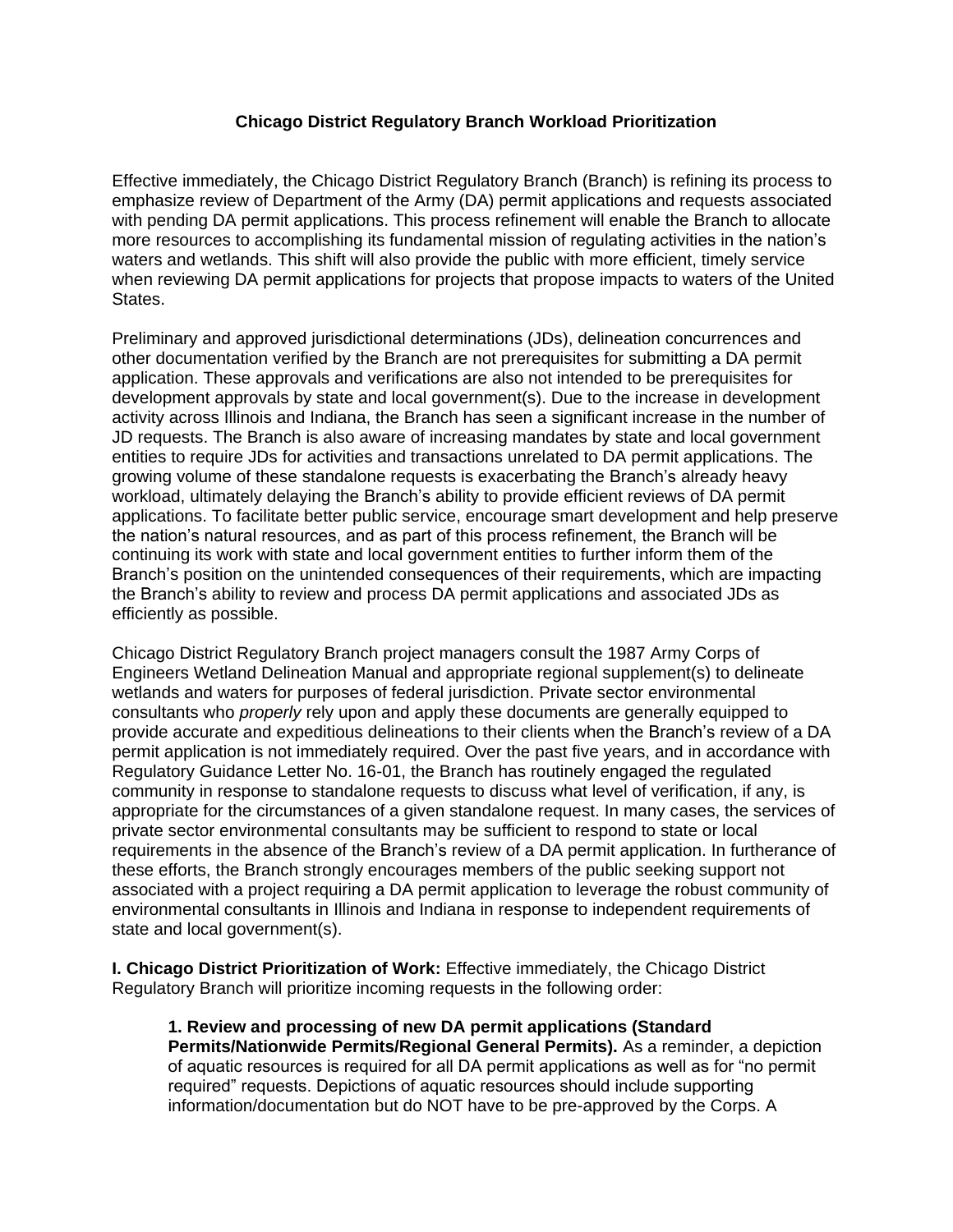# Chicago District Regulatory Branch Workload Prioritization

Effective immediately, the Chicago District Regulatory Branch (Branch) is refining its process to emphasize review of Department of the Army (DA) permit applications and requests associated with pending DA permit applications. This process refinement will enable the Branch to allocate more resources to accomplishing its fundamental mission of regulating activities in the nation's waters and wetlands. This shift will also provide the public with more efficient, timely service when reviewing DA permit applications for projects that propose impacts to waters of the United States.

Preliminary and approved jurisdictional determinations (JDs), delineation concurrences and other documentation verified by the Branch are not prerequisites for submitting a DA permit application. These approvals and verifications are also not intended to be prerequisites for development approvals by state and local government(s). Due to the increase in development activity across Illinois and Indiana, the Branch has seen a significant increase in the number of JD requests. The Branch is also aware of increasing mandates by state and local government entities to require JDs for activities and transactions unrelated to DA permit applications. The growing volume of these standalone requests is exacerbating the Branch's already heavy workload, ultimately delaying the Branch's ability to provide efficient reviews of DA permit applications. To facilitate better public service, encourage smart development and help preserve the nation's natural resources, and as part of this process refinement, the Branch will be continuing its work with state and local government entities to further inform them of the Branch's position on the unintended consequences of their requirements, which are impacting the Branch's ability to review and process DA permit applications and associated JDs as efficiently as possible.

Chicago District Regulatory Branch project managers consult the 1987 Army Corps of Engineers Wetland Delineation Manual and appropriate regional supplement(s) to delineate wetlands and waters for purposes of federal jurisdiction. Private sector environmental consultants who *properly* rely upon and apply these documents are generally equipped to provide accurate and expeditious delineations to their clients when the Branch's review of a DA permit application is not immediately required. Over the past five years, and in accordance with Regulatory Guidance Letter No. 16-01, the Branch has routinely engaged the regulated community in response to standalone requests to discuss what level of verification, if any, is appropriate for the circumstances of a given standalone request. In many cases, the services of private sector environmental consultants may be sufficient to respond to state or local requirements in the absence of the Branch's review of a DA permit application. In furtherance of these efforts, the Branch strongly encourages members of the public seeking support not associated with a project requiring a DA permit application to leverage the robust community of environmental consultants in Illinois and Indiana in response to independent requirements of state and local government(s).

**I. Chicago District Prioritization of Work:** Effective immediately, the Chicago District Regulatory Branch will prioritize incoming requests in the following order:

> **1. Review and processing of new DA permit applications (Standard Permits/Nationwide Permits/Regional General Permits).** As a reminder, a depiction of aquatic resources is required for all DA permit applications as well as for "no permit required" requests. Depictions of aquatic resources should include supporting information/documentation but do NOT have to be pre-approved by the Corps. A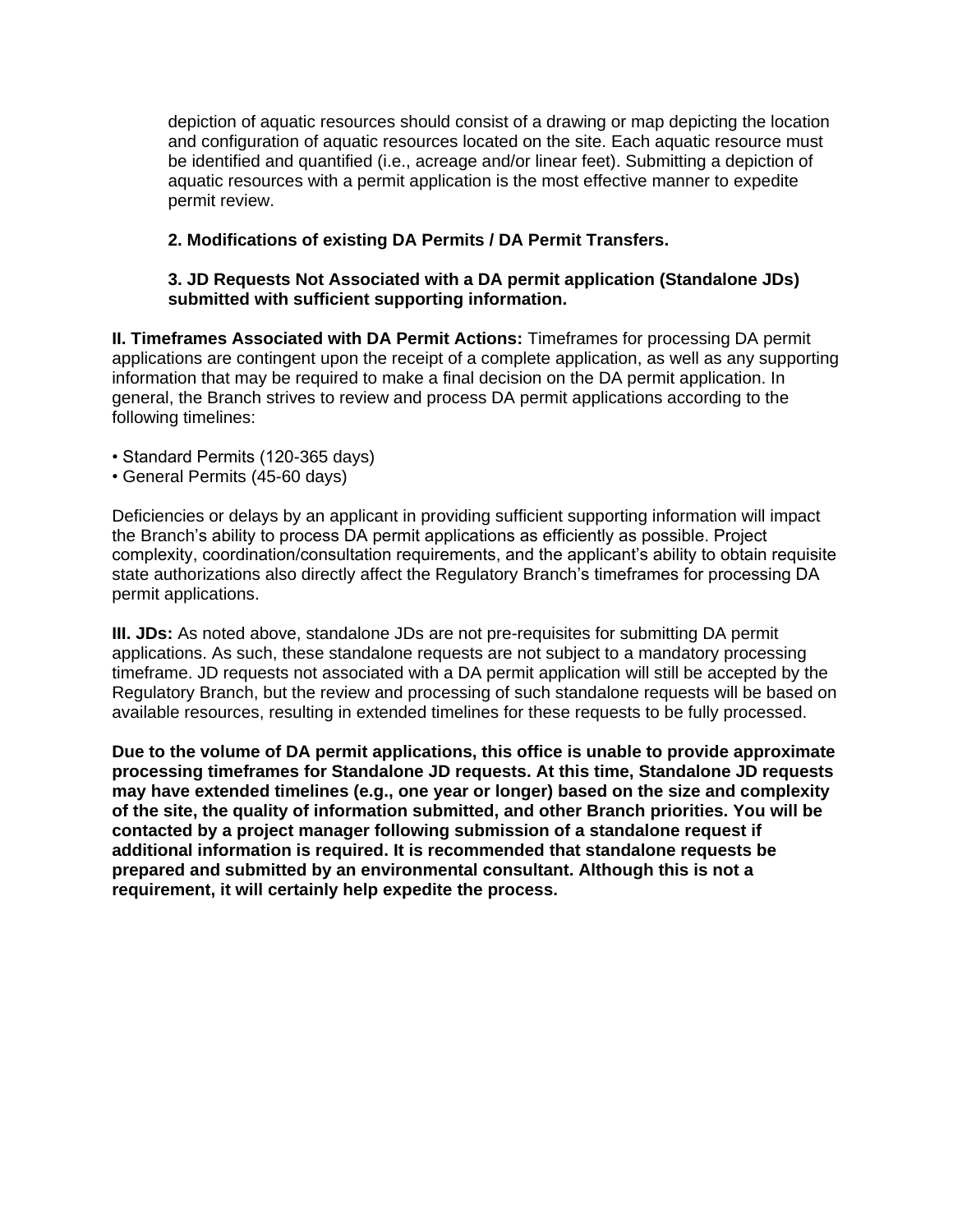depiction of aquatic resources should consist of a drawing or map depicting the location and configuration of aquatic resources located on the site. Each aquatic resource must be identified and quantified (i.e., acreage and/or linear feet). Submitting a depiction of aquatic resources with a permit application is the most effective manner to expedite permit review.

**2. Modifications of existing DA Permits / DA Permit Transfers.**

**3. JD Requests Not Associated with a DA permit application (Standalone JDs) submitted with sufficient supporting information.**

**II. Timeframes Associated with DA Permit Actions:** Timeframes for processing DA permit applications are contingent upon the receipt of a complete application, as well as any supporting information that may be required to make a final decision on the DA permit application. In general, the Branch strives to review and process DA permit applications according to the following timelines:

- Standard Permits (120-365 days)
- General Permits (45-60 days)

Deficiencies or delays by an applicant in providing sufficient supporting information will impact the Branch's ability to process DA permit applications as efficiently as possible. Project complexity, coordination/consultation requirements, and the applicant's ability to obtain requisite state authorizations also directly affect the Regulatory Branch's timeframes for processing DA permit applications.

**III. JDs:** As noted above, standalone JDs are not pre-requisites for submitting DA permit applications. As such, these standalone requests are not subject to a mandatory processing timeframe. JD requests not associated with a DA permit application will still be accepted by the Regulatory Branch, but the review and processing of such standalone requests will be based on available resources, resulting in extended timelines for these requests to be fully processed.

**Due to the volume of DA permit applications, this office is unable to provide approximate processing timeframes for Standalone JD requests. At this time, Standalone JD requests may have extended timelines (e.g., one year or longer) based on the size and complexity of the site, the quality of information submitted, and other Branch priorities. You will be contacted by a project manager following submission of a standalone request if additional information is required. It is recommended that standalone requests be prepared and submitted by an environmental consultant. Although this is not a requirement, it will certainly help expedite the process.**